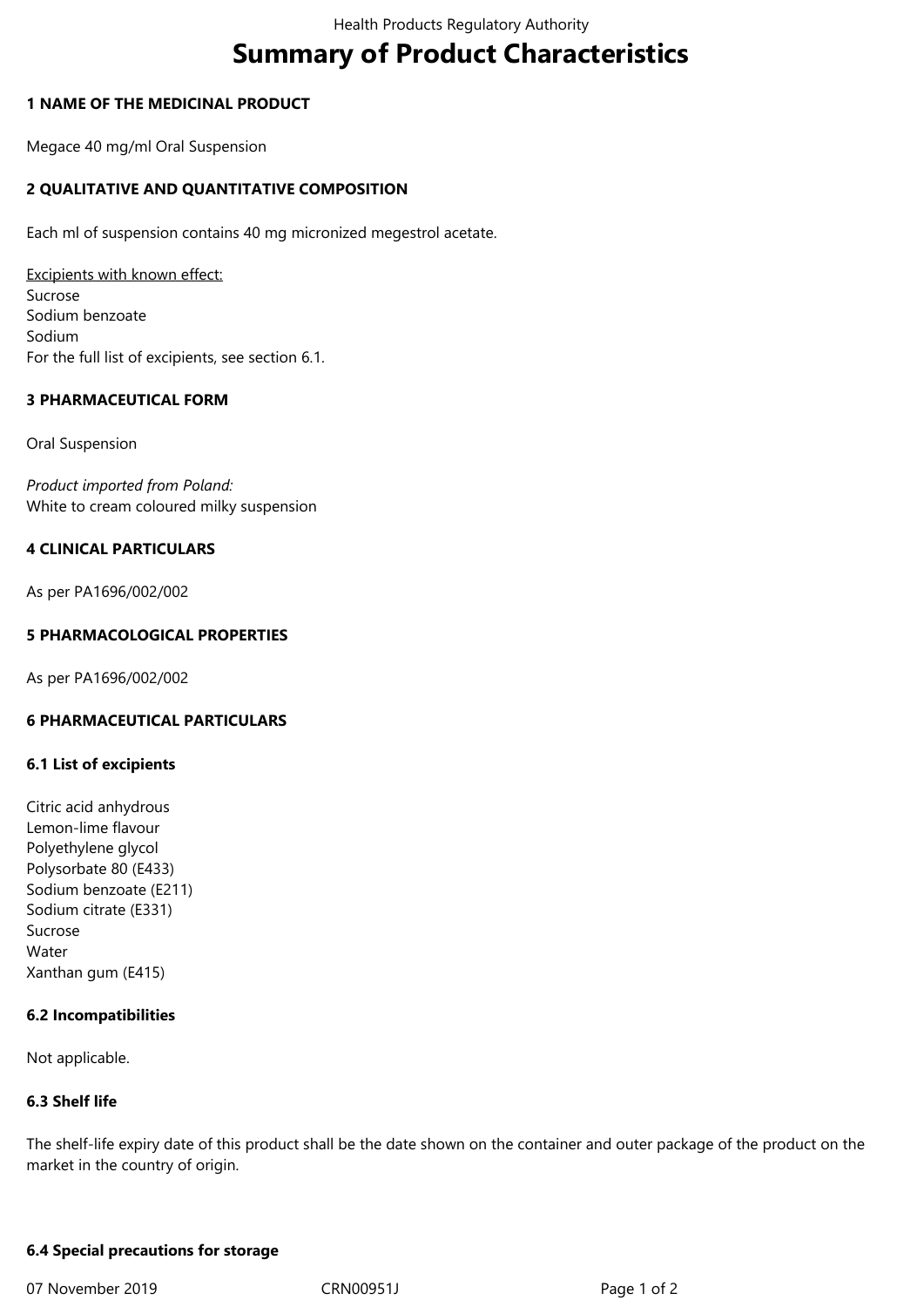# Summary of Product Characteristics

## 1 NAME OF THE MEDICINAL PRODUCT

Megace 40 mg/ml Oral Suspension

## 2 QUALITATIVE AND QUANTITATIVE COMPOSITION

Each ml of suspension contains 40 mg micronized megestrol acetate.

Excipients with known effect:
Sucrose
Sodium benzoate
Sodium
For the full list of excipients, see section 6.1.

## 3 PHARMACEUTICAL FORM

Oral Suspension

*Product imported from Poland:*
White to cream coloured milky suspension

## 4 CLINICAL PARTICULARS

As per PA1696/002/002

## 5 PHARMACOLOGICAL PROPERTIES

As per PA1696/002/002

## 6 PHARMACEUTICAL PARTICULARS

### 6.1 List of excipients

Citric acid anhydrous
Lemon-lime flavour
Polyethylene glycol
Polysorbate 80 (E433)
Sodium benzoate (E211)
Sodium citrate (E331)
Sucrose
Water
Xanthan gum (E415)

### 6.2 Incompatibilities

Not applicable.

### 6.3 Shelf life

The shelf-life expiry date of this product shall be the date shown on the container and outer package of the product on the market in the country of origin.

### 6.4 Special precautions for storage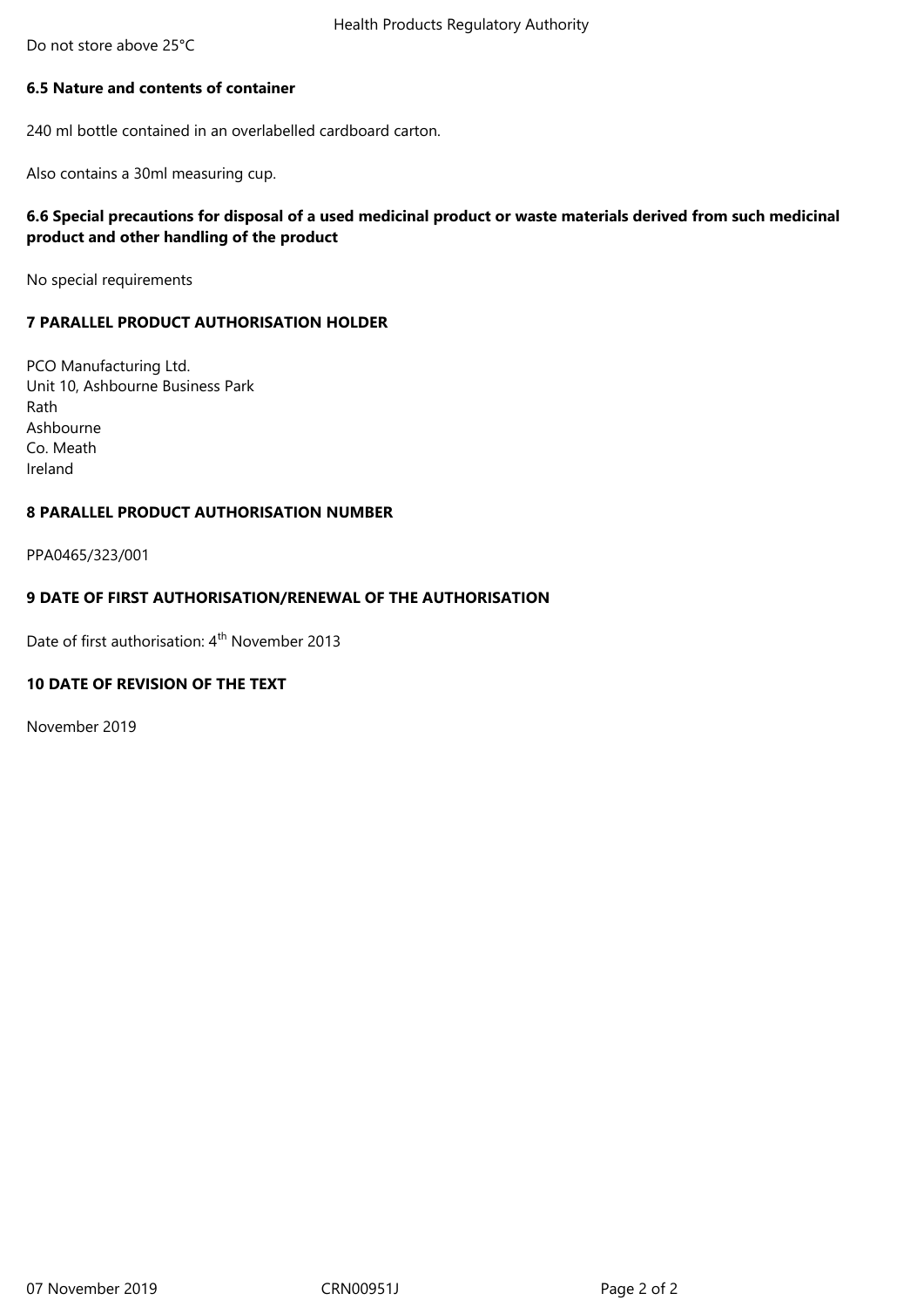Do not store above 25°C

**6.5 Nature and contents of container**

240 ml bottle contained in an overlabelled cardboard carton.

Also contains a 30ml measuring cup.

**6.6 Special precautions for disposal of a used medicinal product or waste materials derived from such medicinal product and other handling of the product**

No special requirements

**7 PARALLEL PRODUCT AUTHORISATION HOLDER**

PCO Manufacturing Ltd.
Unit 10, Ashbourne Business Park
Rath
Ashbourne
Co. Meath
Ireland

**8 PARALLEL PRODUCT AUTHORISATION NUMBER**

PPA0465/323/001

**9 DATE OF FIRST AUTHORISATION/RENEWAL OF THE AUTHORISATION**

Date of first authorisation: 4th November 2013

**10 DATE OF REVISION OF THE TEXT**

November 2019